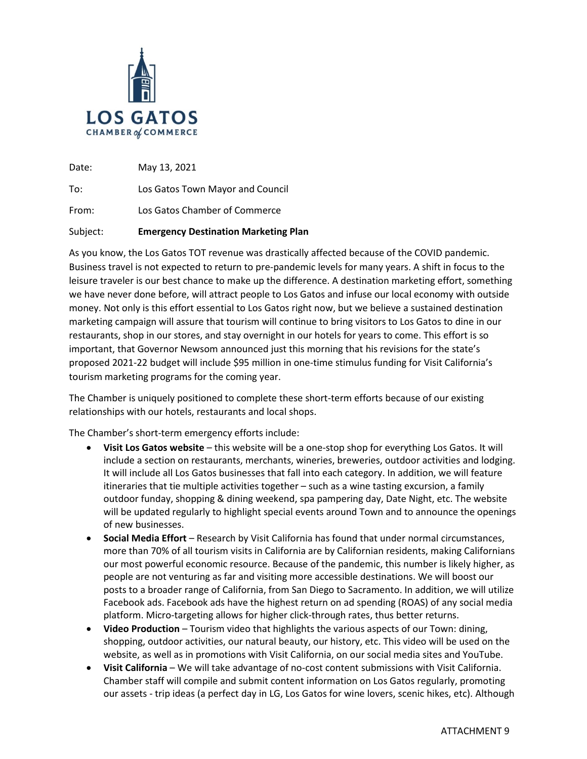LOS GATOS
CHAMBER of COMMERCE

Date: May 13, 2021

To: Los Gatos Town Mayor and Council

From: Los Gatos Chamber of Commerce

Subject: **Emergency Destination Marketing Plan**

As you know, the Los Gatos TOT revenue was drastically affected because of the COVID pandemic. Business travel is not expected to return to pre-pandemic levels for many years. A shift in focus to the leisure traveler is our best chance to make up the difference. A destination marketing effort, something we have never done before, will attract people to Los Gatos and infuse our local economy with outside money. Not only is this effort essential to Los Gatos right now, but we believe a sustained destination marketing campaign will assure that tourism will continue to bring visitors to Los Gatos to dine in our restaurants, shop in our stores, and stay overnight in our hotels for years to come. This effort is so important, that Governor Newsom announced just this morning that his revisions for the state's proposed 2021-22 budget will include $95 million in one-time stimulus funding for Visit California's tourism marketing programs for the coming year.

The Chamber is uniquely positioned to complete these short-term efforts because of our existing relationships with our hotels, restaurants and local shops.

The Chamber's short-term emergency efforts include:

- **Visit Los Gatos website** – this website will be a one-stop shop for everything Los Gatos. It will include a section on restaurants, merchants, wineries, breweries, outdoor activities and lodging. It will include all Los Gatos businesses that fall into each category. In addition, we will feature itineraries that tie multiple activities together – such as a wine tasting excursion, a family outdoor funday, shopping & dining weekend, spa pampering day, Date Night, etc. The website will be updated regularly to highlight special events around Town and to announce the openings of new businesses.
- **Social Media Effort** – Research by Visit California has found that under normal circumstances, more than 70% of all tourism visits in California are by Californian residents, making Californians our most powerful economic resource. Because of the pandemic, this number is likely higher, as people are not venturing as far and visiting more accessible destinations. We will boost our posts to a broader range of California, from San Diego to Sacramento. In addition, we will utilize Facebook ads. Facebook ads have the highest return on ad spending (ROAS) of any social media platform. Micro-targeting allows for higher click-through rates, thus better returns.
- **Video Production** – Tourism video that highlights the various aspects of our Town: dining, shopping, outdoor activities, our natural beauty, our history, etc. This video will be used on the website, as well as in promotions with Visit California, on our social media sites and YouTube.
- **Visit California** – We will take advantage of no-cost content submissions with Visit California. Chamber staff will compile and submit content information on Los Gatos regularly, promoting our assets - trip ideas (a perfect day in LG, Los Gatos for wine lovers, scenic hikes, etc). Although

ATTACHMENT 9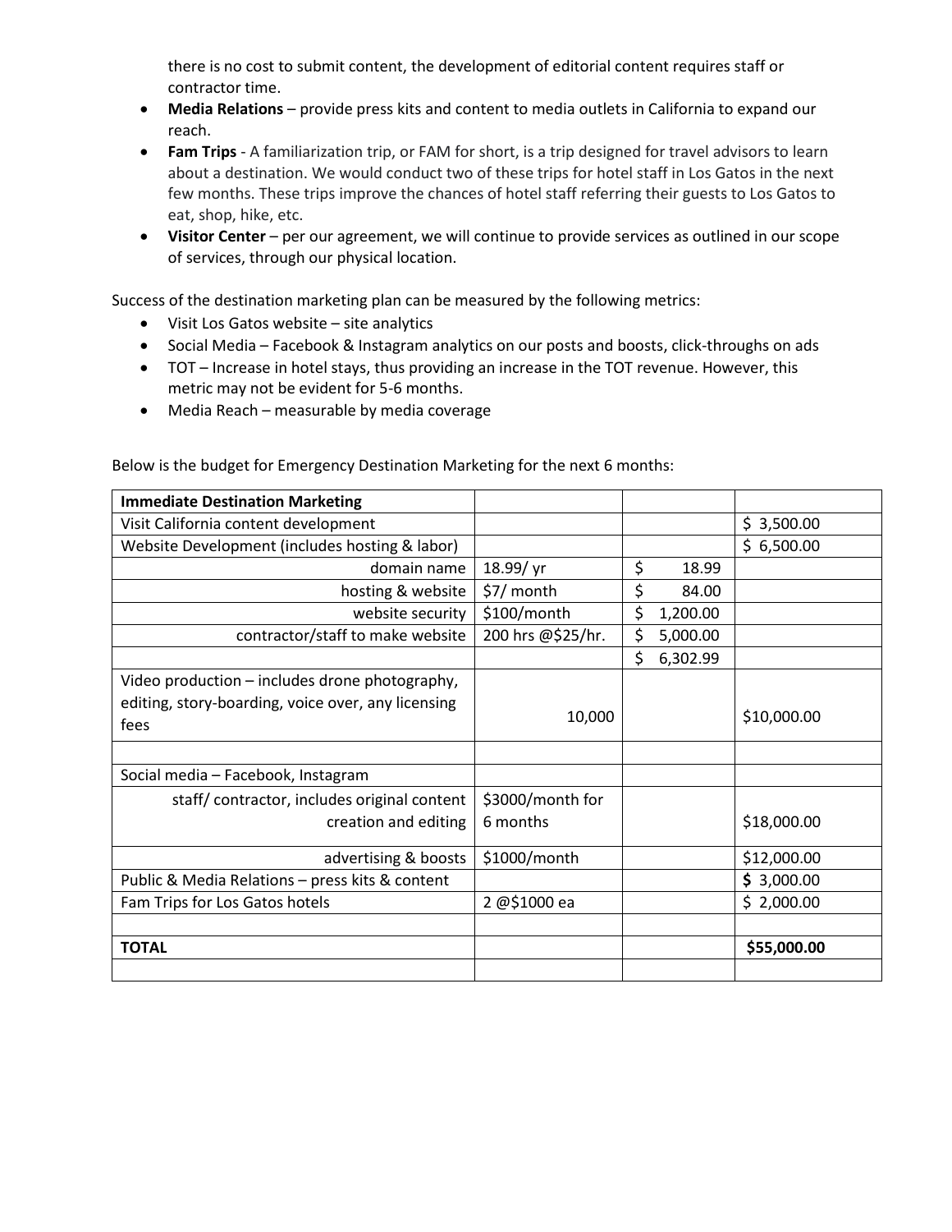there is no cost to submit content, the development of editorial content requires staff or contractor time.

- **Media Relations** – provide press kits and content to media outlets in California to expand our reach.
- **Fam Trips** - A familiarization trip, or FAM for short, is a trip designed for travel advisors to learn about a destination. We would conduct two of these trips for hotel staff in Los Gatos in the next few months. These trips improve the chances of hotel staff referring their guests to Los Gatos to eat, shop, hike, etc.
- **Visitor Center** – per our agreement, we will continue to provide services as outlined in our scope of services, through our physical location.

Success of the destination marketing plan can be measured by the following metrics:

- Visit Los Gatos website – site analytics
- Social Media – Facebook & Instagram analytics on our posts and boosts, click-throughs on ads
- TOT – Increase in hotel stays, thus providing an increase in the TOT revenue. However, this metric may not be evident for 5-6 months.
- Media Reach – measurable by media coverage

Below is the budget for Emergency Destination Marketing for the next 6 months:

| **Immediate Destination Marketing** | | | |
|---|---|---|---|
| Visit California content development | | | $ 3,500.00 |
| Website Development (includes hosting & labor) | | | $ 6,500.00 |
| domain name | 18.99/ yr | $ 18.99 | |
| hosting & website | $7/ month | $ 84.00 | |
| website security | $100/month | $ 1,200.00 | |
| contractor/staff to make website | 200 hrs @$25/hr. | $ 5,000.00 | |
| | | $ 6,302.99 | |
| Video production – includes drone photography, editing, story-boarding, voice over, any licensing fees | 10,000 | | $10,000.00 |
| | | | |
| Social media – Facebook, Instagram | | | |
| staff/ contractor, includes original content creation and editing | $3000/month for 6 months | | $18,000.00 |
| advertising & boosts | $1000/month | | $12,000.00 |
| Public & Media Relations – press kits & content | | | **$** 3,000.00 |
| Fam Trips for Los Gatos hotels | 2 @$1000 ea | | $ 2,000.00 |
| | | | |
| **TOTAL** | | | **$55,000.00** |
| | | | |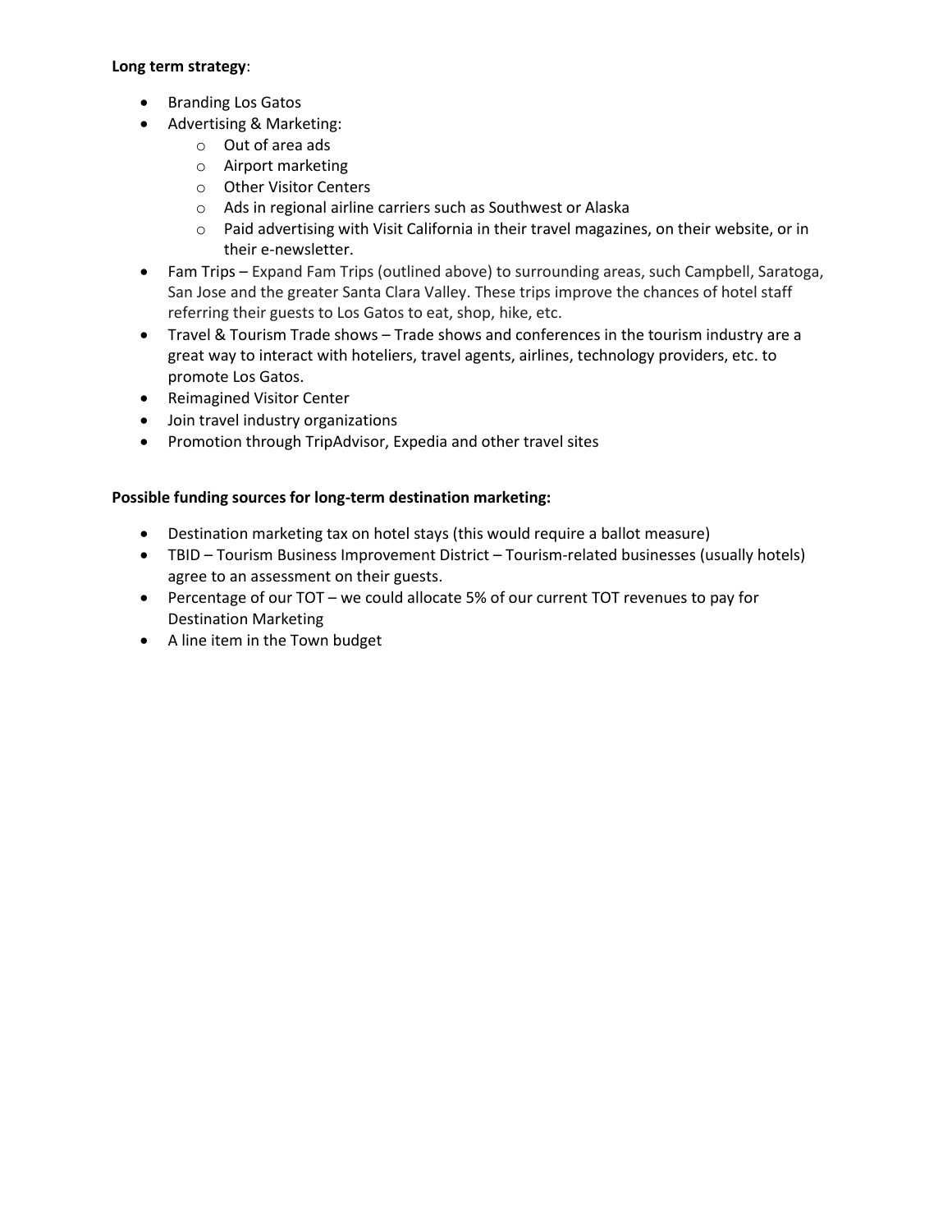**Long term strategy**:

- Branding Los Gatos
- Advertising & Marketing:
  - Out of area ads
  - Airport marketing
  - Other Visitor Centers
  - Ads in regional airline carriers such as Southwest or Alaska
  - Paid advertising with Visit California in their travel magazines, on their website, or in their e-newsletter.
- Fam Trips – Expand Fam Trips (outlined above) to surrounding areas, such Campbell, Saratoga, San Jose and the greater Santa Clara Valley. These trips improve the chances of hotel staff referring their guests to Los Gatos to eat, shop, hike, etc.
- Travel & Tourism Trade shows – Trade shows and conferences in the tourism industry are a great way to interact with hoteliers, travel agents, airlines, technology providers, etc. to promote Los Gatos.
- Reimagined Visitor Center
- Join travel industry organizations
- Promotion through TripAdvisor, Expedia and other travel sites

**Possible funding sources for long-term destination marketing:**

- Destination marketing tax on hotel stays (this would require a ballot measure)
- TBID – Tourism Business Improvement District – Tourism-related businesses (usually hotels) agree to an assessment on their guests.
- Percentage of our TOT – we could allocate 5% of our current TOT revenues to pay for Destination Marketing
- A line item in the Town budget